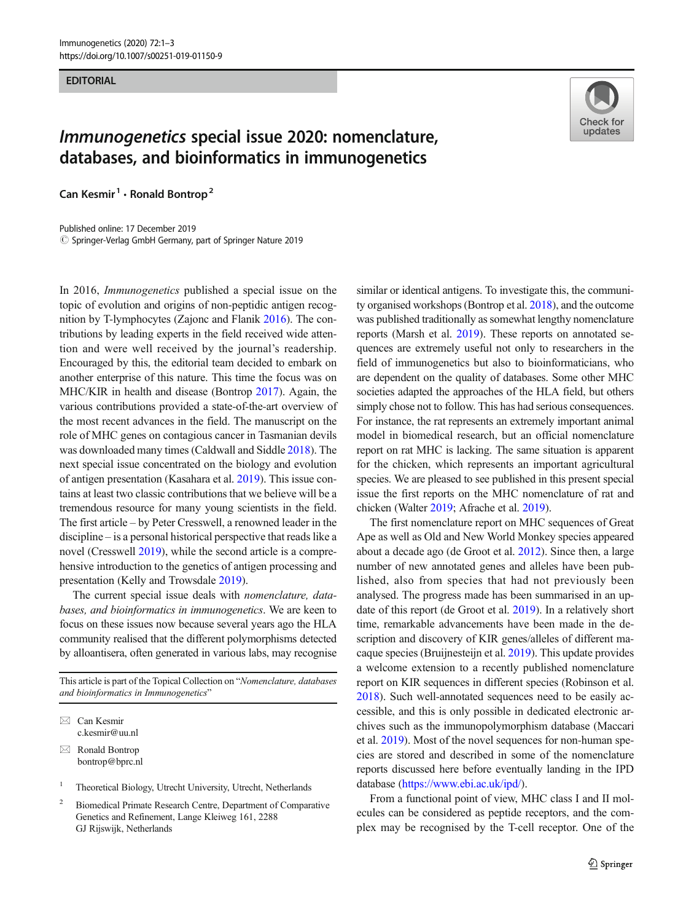EDITORIAL

# *Immunogenetics* special issue 2020: nomenclature, databases, and bioinformatics in immunogenetics

Can Kesmir[1] · Ronald Bontrop[2]

Published online: 17 December 2019
© Springer-Verlag GmbH Germany, part of Springer Nature 2019

In 2016, *Immunogenetics* published a special issue on the topic of evolution and origins of non-peptidic antigen recognition by T-lymphocytes (Zajonc and Flanik 2016). The contributions by leading experts in the field received wide attention and were well received by the journal's readership. Encouraged by this, the editorial team decided to embark on another enterprise of this nature. This time the focus was on MHC/KIR in health and disease (Bontrop 2017). Again, the various contributions provided a state-of-the-art overview of the most recent advances in the field. The manuscript on the role of MHC genes on contagious cancer in Tasmanian devils was downloaded many times (Caldwall and Siddle 2018). The next special issue concentrated on the biology and evolution of antigen presentation (Kasahara et al. 2019). This issue contains at least two classic contributions that we believe will be a tremendous resource for many young scientists in the field. The first article – by Peter Cresswell, a renowned leader in the discipline – is a personal historical perspective that reads like a novel (Cresswell 2019), while the second article is a comprehensive introduction to the genetics of antigen processing and presentation (Kelly and Trowsdale 2019).

The current special issue deals with *nomenclature, databases, and bioinformatics in immunogenetics*. We are keen to focus on these issues now because several years ago the HLA community realised that the different polymorphisms detected by alloantisera, often generated in various labs, may recognise similar or identical antigens. To investigate this, the community organised workshops (Bontrop et al. 2018), and the outcome was published traditionally as somewhat lengthy nomenclature reports (Marsh et al. 2019). These reports on annotated sequences are extremely useful not only to researchers in the field of immunogenetics but also to bioinformaticians, who are dependent on the quality of databases. Some other MHC societies adapted the approaches of the HLA field, but others simply chose not to follow. This has had serious consequences. For instance, the rat represents an extremely important animal model in biomedical research, but an official nomenclature report on rat MHC is lacking. The same situation is apparent for the chicken, which represents an important agricultural species. We are pleased to see published in this present special issue the first reports on the MHC nomenclature of rat and chicken (Walter 2019; Afrache et al. 2019).

The first nomenclature report on MHC sequences of Great Ape as well as Old and New World Monkey species appeared about a decade ago (de Groot et al. 2012). Since then, a large number of new annotated genes and alleles have been published, also from species that had not previously been analysed. The progress made has been summarised in an update of this report (de Groot et al. 2019). In a relatively short time, remarkable advancements have been made in the description and discovery of KIR genes/alleles of different macaque species (Bruijnesteijn et al. 2019). This update provides a welcome extension to a recently published nomenclature report on KIR sequences in different species (Robinson et al. 2018). Such well-annotated sequences need to be easily accessible, and this is only possible in dedicated electronic archives such as the immunopolymorphism database (Maccari et al. 2019). Most of the novel sequences for non-human species are stored and described in some of the nomenclature reports discussed here before eventually landing in the IPD database (https://www.ebi.ac.uk/ipd/).

From a functional point of view, MHC class I and II molecules can be considered as peptide receptors, and the complex may be recognised by the T-cell receptor. One of the

This article is part of the Topical Collection on "*Nomenclature, databases and bioinformatics in Immunogenetics*"

✉ Can Kesmir
c.kesmir@uu.nl

✉ Ronald Bontrop
bontrop@bprc.nl

[1] Theoretical Biology, Utrecht University, Utrecht, Netherlands

[2] Biomedical Primate Research Centre, Department of Comparative Genetics and Refinement, Lange Kleiweg 161, 2288 GJ Rijswijk, Netherlands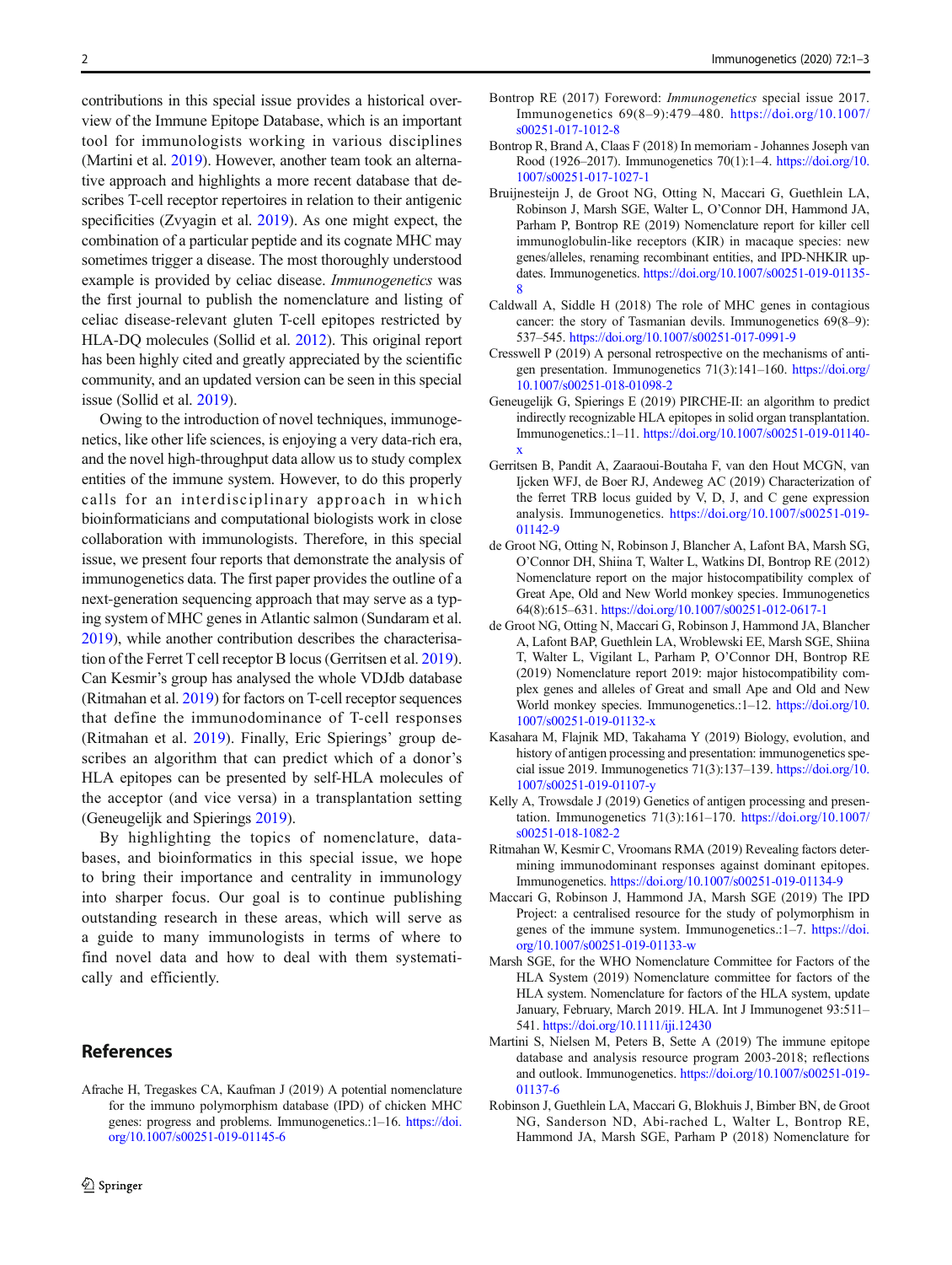contributions in this special issue provides a historical overview of the Immune Epitope Database, which is an important tool for immunologists working in various disciplines (Martini et al. 2019). However, another team took an alternative approach and highlights a more recent database that describes T-cell receptor repertoires in relation to their antigenic specificities (Zvyagin et al. 2019). As one might expect, the combination of a particular peptide and its cognate MHC may sometimes trigger a disease. The most thoroughly understood example is provided by celiac disease. *Immunogenetics* was the first journal to publish the nomenclature and listing of celiac disease-relevant gluten T-cell epitopes restricted by HLA-DQ molecules (Sollid et al. 2012). This original report has been highly cited and greatly appreciated by the scientific community, and an updated version can be seen in this special issue (Sollid et al. 2019).

Owing to the introduction of novel techniques, immunogenetics, like other life sciences, is enjoying a very data-rich era, and the novel high-throughput data allow us to study complex entities of the immune system. However, to do this properly calls for an interdisciplinary approach in which bioinformaticians and computational biologists work in close collaboration with immunologists. Therefore, in this special issue, we present four reports that demonstrate the analysis of immunogenetics data. The first paper provides the outline of a next-generation sequencing approach that may serve as a typing system of MHC genes in Atlantic salmon (Sundaram et al. 2019), while another contribution describes the characterisation of the Ferret T cell receptor B locus (Gerritsen et al. 2019). Can Kesmir's group has analysed the whole VDJdb database (Ritmahan et al. 2019) for factors on T-cell receptor sequences that define the immunodominance of T-cell responses (Ritmahan et al. 2019). Finally, Eric Spierings' group describes an algorithm that can predict which of a donor's HLA epitopes can be presented by self-HLA molecules of the acceptor (and vice versa) in a transplantation setting (Geneugelijk and Spierings 2019).

By highlighting the topics of nomenclature, databases, and bioinformatics in this special issue, we hope to bring their importance and centrality in immunology into sharper focus. Our goal is to continue publishing outstanding research in these areas, which will serve as a guide to many immunologists in terms of where to find novel data and how to deal with them systematically and efficiently.

## References

Afrache H, Tregaskes CA, Kaufman J (2019) A potential nomenclature for the immuno polymorphism database (IPD) of chicken MHC genes: progress and problems. Immunogenetics.:1–16. https://doi.org/10.1007/s00251-019-01145-6

Bontrop RE (2017) Foreword: *Immunogenetics* special issue 2017. Immunogenetics 69(8–9):479–480. https://doi.org/10.1007/s00251-017-1012-8

Bontrop R, Brand A, Claas F (2018) In memoriam - Johannes Joseph van Rood (1926–2017). Immunogenetics 70(1):1–4. https://doi.org/10.1007/s00251-017-1027-1

Bruijnesteijn J, de Groot NG, Otting N, Maccari G, Guethlein LA, Robinson J, Marsh SGE, Walter L, O'Connor DH, Hammond JA, Parham P, Bontrop RE (2019) Nomenclature report for killer cell immunoglobulin-like receptors (KIR) in macaque species: new genes/alleles, renaming recombinant entities, and IPD-NHKIR updates. Immunogenetics. https://doi.org/10.1007/s00251-019-01135-8

Caldwall A, Siddle H (2018) The role of MHC genes in contagious cancer: the story of Tasmanian devils. Immunogenetics 69(8–9):537–545. https://doi.org/10.1007/s00251-017-0991-9

Cresswell P (2019) A personal retrospective on the mechanisms of antigen presentation. Immunogenetics 71(3):141–160. https://doi.org/10.1007/s00251-018-01098-2

Geneugelijk G, Spierings E (2019) PIRCHE-II: an algorithm to predict indirectly recognizable HLA epitopes in solid organ transplantation. Immunogenetics.:1–11. https://doi.org/10.1007/s00251-019-01140-x

Gerritsen B, Pandit A, Zaaraoui-Boutaha F, van den Hout MCGN, van Ijcken WFJ, de Boer RJ, Andeweg AC (2019) Characterization of the ferret TRB locus guided by V, D, J, and C gene expression analysis. Immunogenetics. https://doi.org/10.1007/s00251-019-01142-9

de Groot NG, Otting N, Robinson J, Blancher A, Lafont BA, Marsh SG, O'Connor DH, Shiina T, Walter L, Watkins DI, Bontrop RE (2012) Nomenclature report on the major histocompatibility complex genes and alleles of Great Ape, Old and New World monkey species. Immunogenetics 64(8):615–631. https://doi.org/10.1007/s00251-012-0617-1

de Groot NG, Otting N, Maccari G, Robinson J, Hammond JA, Blancher A, Lafont BAP, Guethlein LA, Wroblewski EE, Marsh SGE, Shiina T, Walter L, Vigilant L, Parham P, O'Connor DH, Bontrop RE (2019) Nomenclature report 2019: major histocompatibility complex genes and alleles of Great and small Ape and Old and New World monkey species. Immunogenetics.:1–12. https://doi.org/10.1007/s00251-019-01132-x

Kasahara M, Flajnik MF, Takahama Y (2019) Biology, evolution, and history of antigen processing and presentation: immunogenetics special issue 2019. Immunogenetics 71(3):137–139. https://doi.org/10.1007/s00251-019-01107-y

Kelly A, Trowsdale J (2019) Genetics of antigen processing and presentation. Immunogenetics 71(3):161–170. https://doi.org/10.1007/s00251-018-1082-2

Ritmahan W, Kesmir C, Vroomans RMA (2019) Revealing factors determining immunodominant responses against dominant epitopes. Immunogenetics. https://doi.org/10.1007/s00251-019-01134-9

Maccari G, Robinson J, Hammond JA, Marsh SGE (2019) The IPD Project: a centralised resource for the study of polymorphism in genes of the immune system. Immunogenetics.:1–7. https://doi.org/10.1007/s00251-019-01133-w

Marsh SGE, for the WHO Nomenclature Committee for Factors of the HLA System (2019) Nomenclature committee for factors of the HLA system. Nomenclature for factors of the HLA system, update January, February, March 2019. HLA. Int J Immunogenet 93:511–541. https://doi.org/10.1111/iji.12430

Martini S, Nielsen M, Peters B, Sette A (2019) The immune epitope database and analysis resource program 2003-2018; reflections and outlook. Immunogenetics. https://doi.org/10.1007/s00251-019-01137-6

Robinson J, Guethlein LA, Maccari G, Blokhuis J, Bimber BN, de Groot NG, Sanderson ND, Abi-rached L, Walter L, Bontrop RE, Hammond JA, Marsh SGE, Parham P (2018) Nomenclature for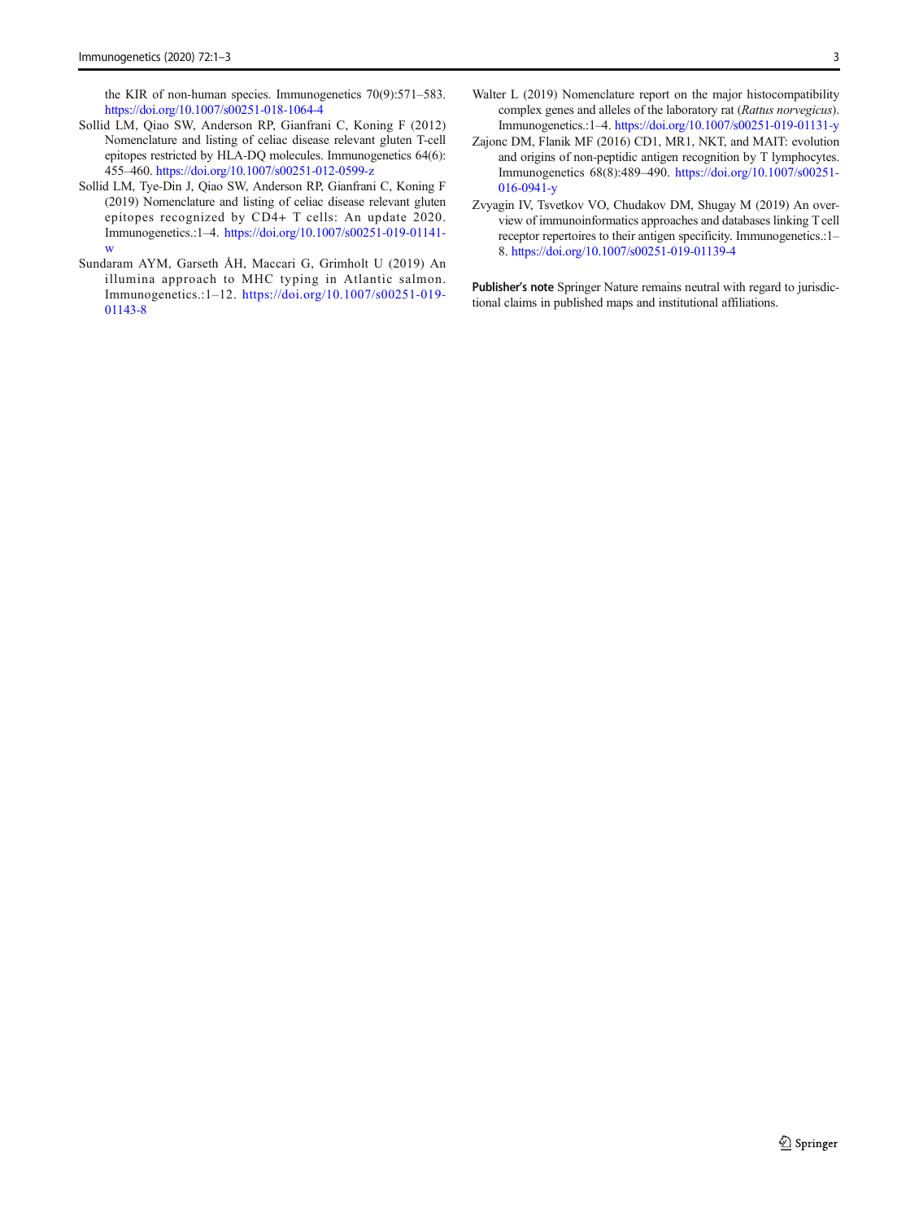the KIR of non-human species. Immunogenetics 70(9):571–583. https://doi.org/10.1007/s00251-018-1064-4

Sollid LM, Qiao SW, Anderson RP, Gianfrani C, Koning F (2012) Nomenclature and listing of celiac disease relevant gluten T-cell epitopes restricted by HLA-DQ molecules. Immunogenetics 64(6): 455–460. https://doi.org/10.1007/s00251-012-0599-z

Sollid LM, Tye-Din J, Qiao SW, Anderson RP, Gianfrani C, Koning F (2019) Nomenclature and listing of celiac disease relevant gluten epitopes recognized by CD4+ T cells: An update 2020. Immunogenetics.:1–4. https://doi.org/10.1007/s00251-019-01141-w

Sundaram AYM, Garseth ÅH, Maccari G, Grimholt U (2019) An illumina approach to MHC typing in Atlantic salmon. Immunogenetics.:1–12. https://doi.org/10.1007/s00251-019-01143-8

Walter L (2019) Nomenclature report on the major histocompatibility complex genes and alleles of the laboratory rat (*Rattus norvegicus*). Immunogenetics.:1–4. https://doi.org/10.1007/s00251-019-01131-y

Zajonc DM, Flanik MF (2016) CD1, MR1, NKT, and MAIT: evolution and origins of non-peptidic antigen recognition by T lymphocytes. Immunogenetics 68(8):489–490. https://doi.org/10.1007/s00251-016-0941-y

Zvyagin IV, Tsvetkov VO, Chudakov DM, Shugay M (2019) An overview of immunoinformatics approaches and databases linking T cell receptor repertoires to their antigen specificity. Immunogenetics.:1–8. https://doi.org/10.1007/s00251-019-01139-4

**Publisher's note** Springer Nature remains neutral with regard to jurisdictional claims in published maps and institutional affiliations.